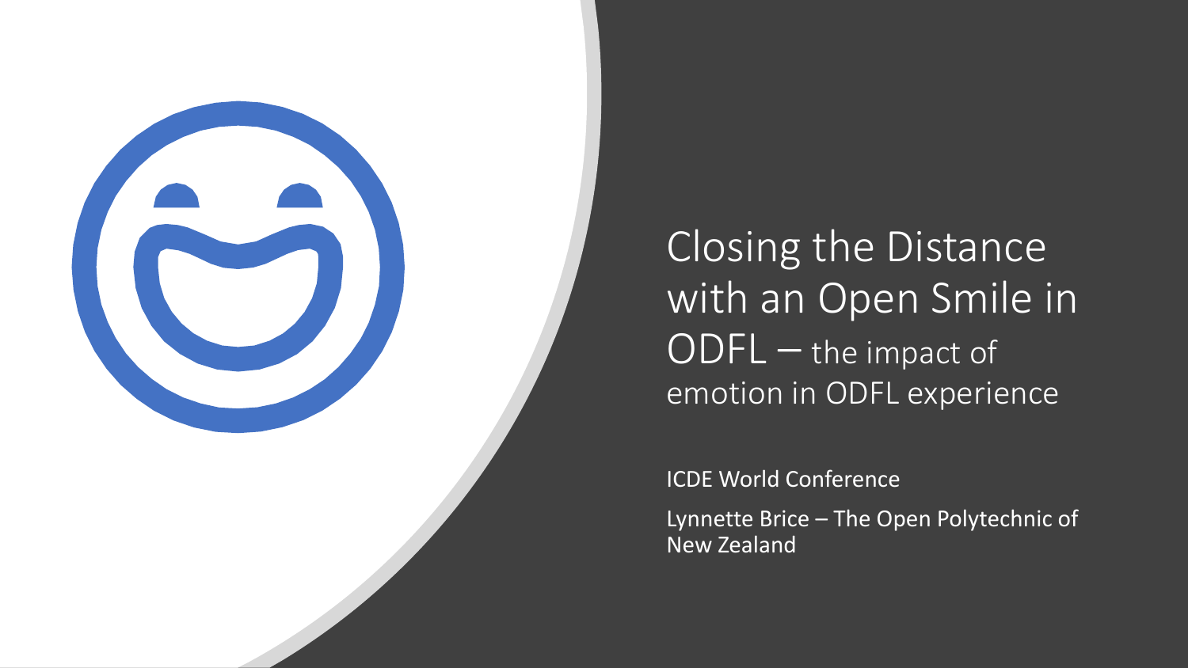# Closing the Distance with an Open Smile in ODFL – the impact of emotion in ODFL experience

ICDE World Conference

Lynnette Brice – The Open Polytechnic of New Zealand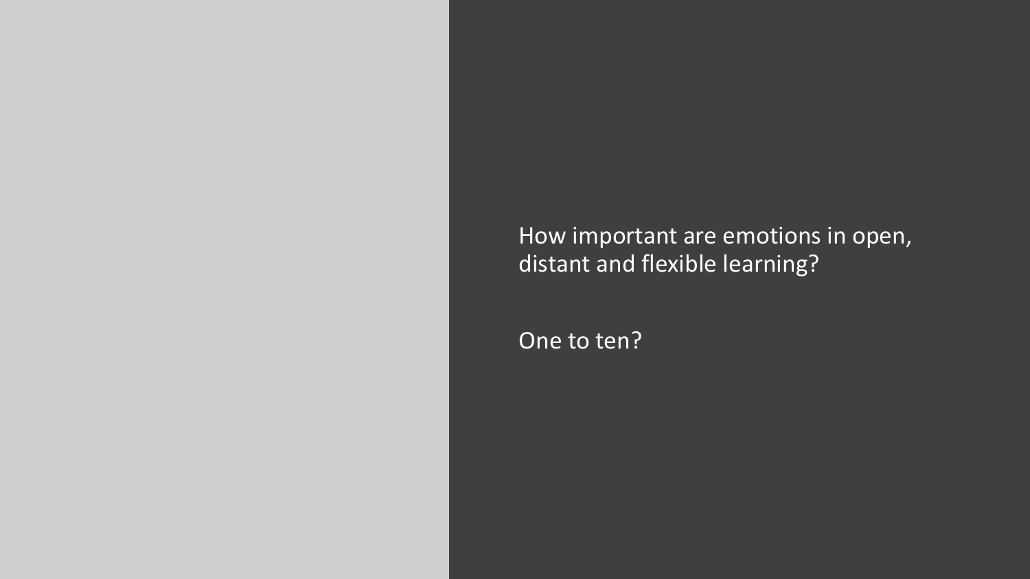How important are emotions in open, distant and flexible learning?

One to ten?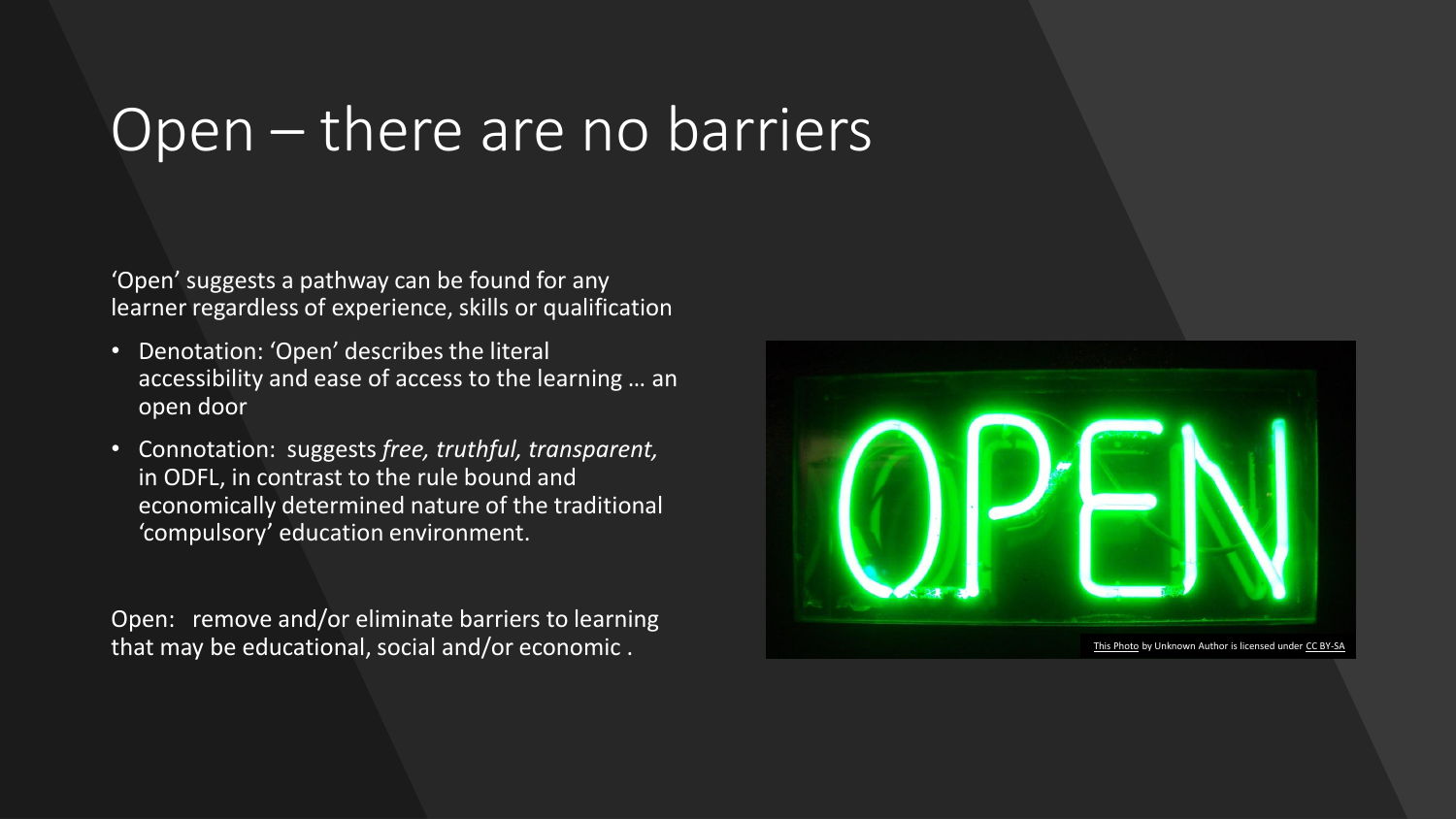# Open – there are no barriers

'Open' suggests a pathway can be found for any learner regardless of experience, skills or qualification

- Denotation: 'Open' describes the literal accessibility and ease of access to the learning … an open door
- Connotation: suggests *free, truthful, transparent,* in ODFL, in contrast to the rule bound and economically determined nature of the traditional 'compulsory' education environment.

Open: remove and/or eliminate barriers to learning that may be educational, social and/or economic .

This Photo by Unknown Author is licensed under CC BY-SA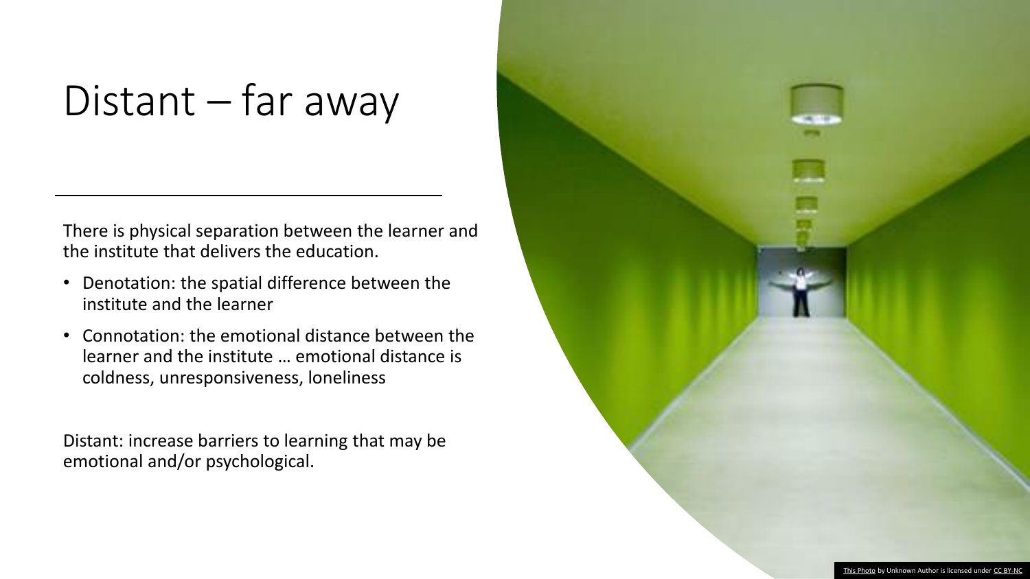# Distant – far away

There is physical separation between the learner and the institute that delivers the education.

- Denotation: the spatial difference between the institute and the learner
- Connotation: the emotional distance between the learner and the institute … emotional distance is coldness, unresponsiveness, loneliness

Distant: increase barriers to learning that may be emotional and/or psychological.

This Photo by Unknown Author is licensed under CC BY-NC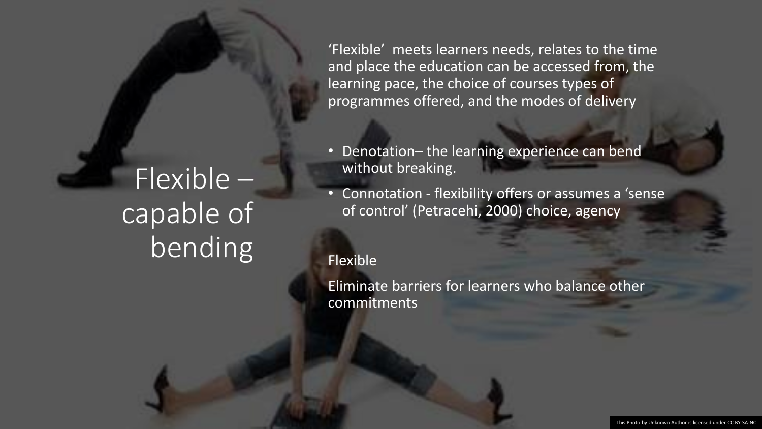# Flexible – capable of bending

'Flexible'  meets learners needs, relates to the time and place the education can be accessed from, the learning pace, the choice of courses types of programmes offered, and the modes of delivery

- Denotation– the learning experience can bend without breaking.
- Connotation - flexibility offers or assumes a 'sense of control' (Petracehi, 2000) choice, agency

Flexible

Eliminate barriers for learners who balance other commitments

This Photo by Unknown Author is licensed under CC BY-SA-NC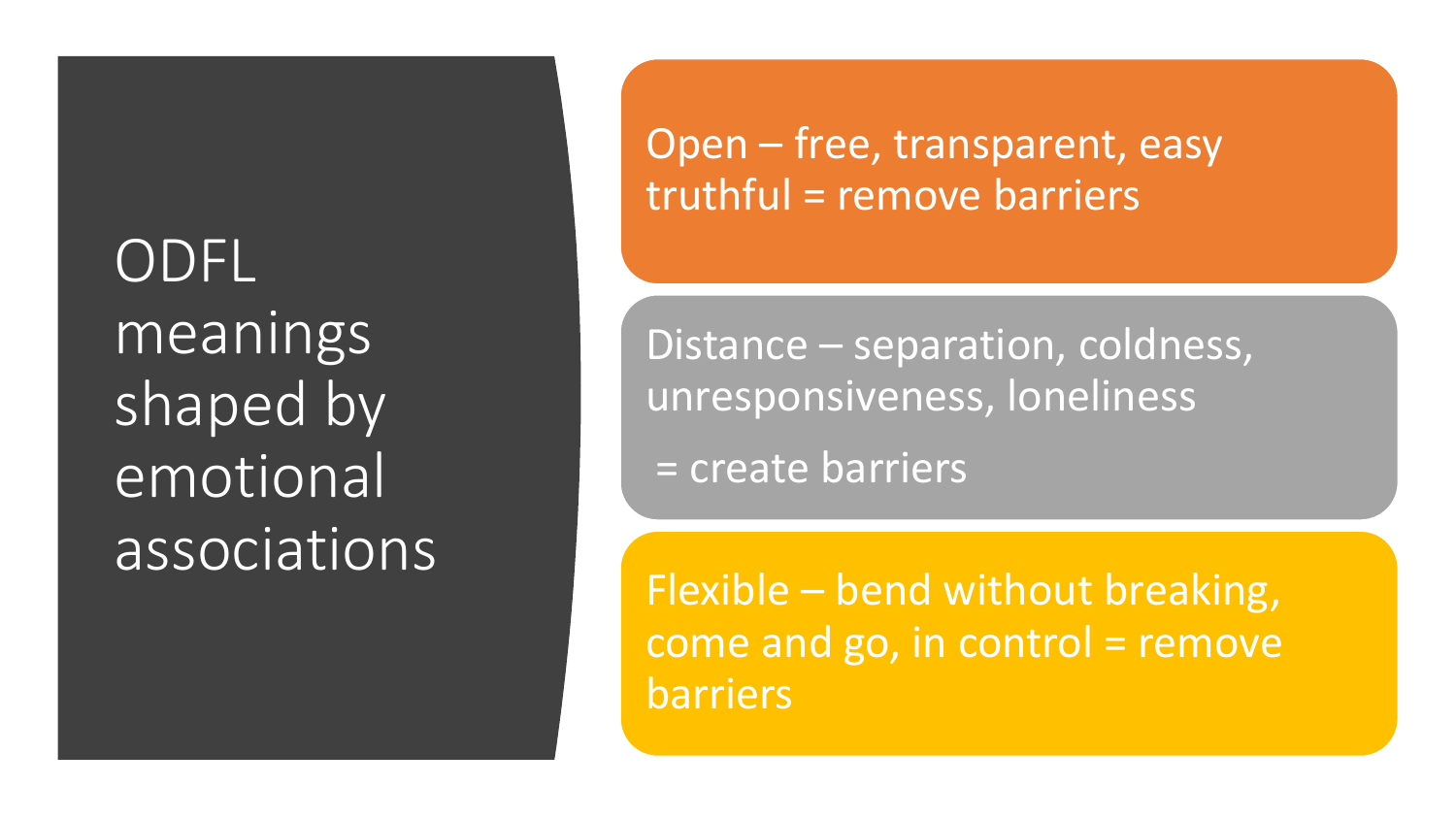# ODFL meanings shaped by emotional associations

Open – free, transparent, easy truthful = remove barriers

Distance – separation, coldness, unresponsiveness, loneliness

= create barriers

Flexible – bend without breaking, come and go, in control = remove barriers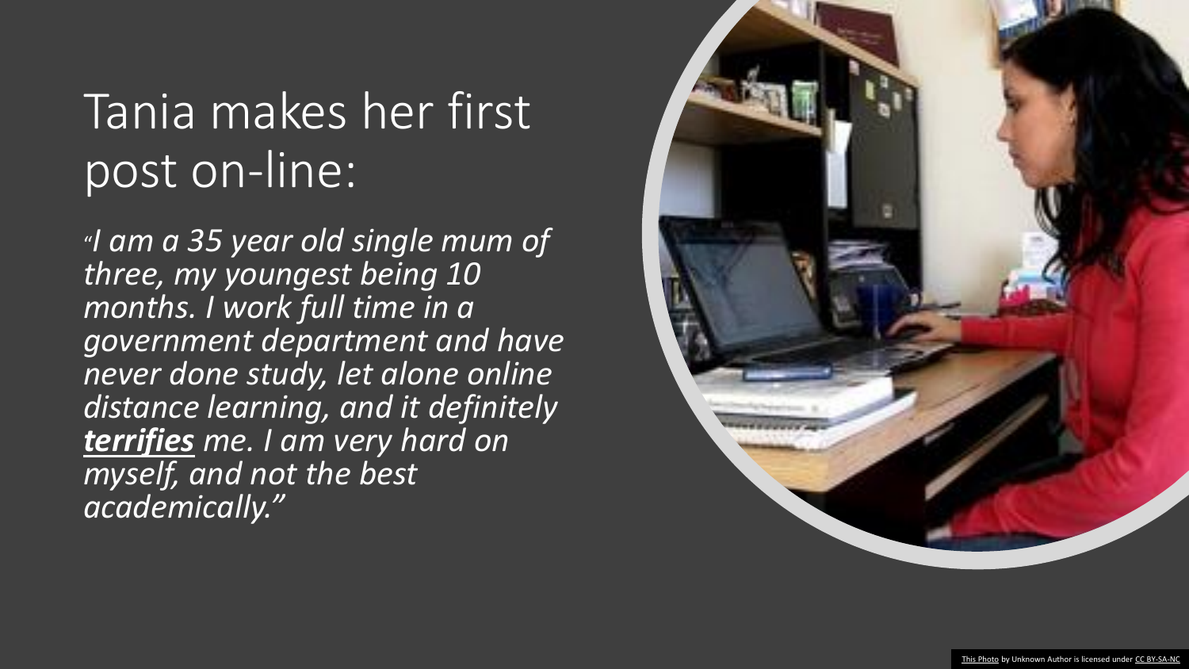# Tania makes her first post on-line:

*"I am a 35 year old single mum of three, my youngest being 10 months. I work full time in a government department and have never done study, let alone online distance learning, and it definitely **terrifies** me. I am very hard on myself, and not the best academically."*

This Photo by Unknown Author is licensed under CC BY-SA-NC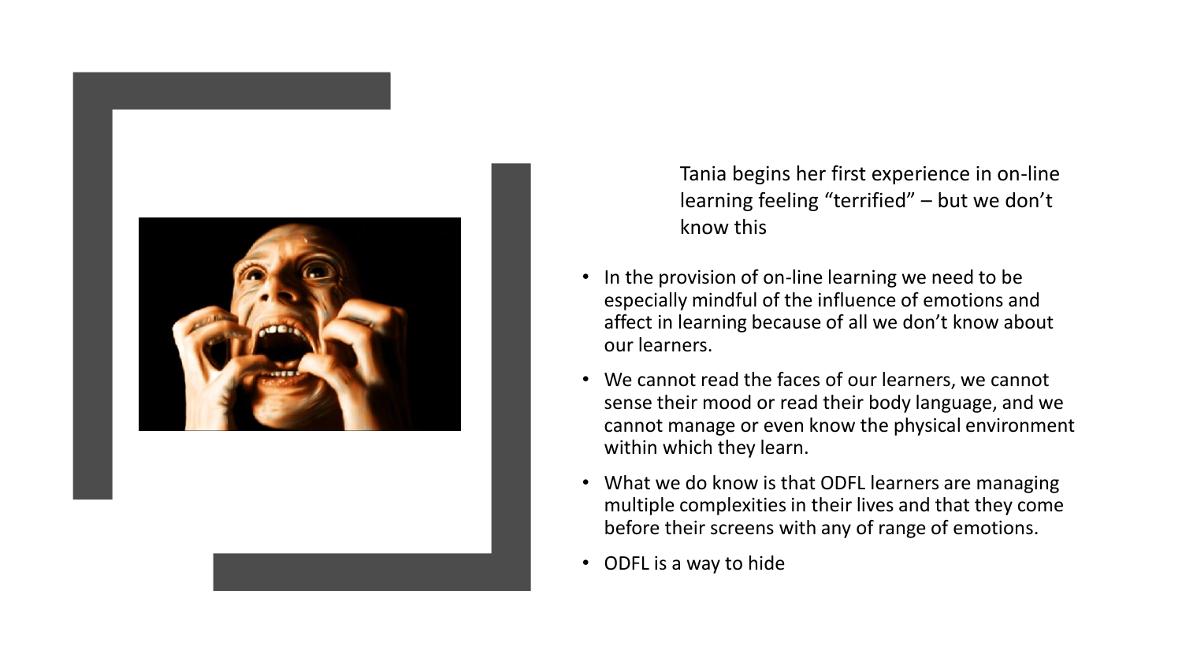Tania begins her first experience in on-line learning feeling “terrified” – but we don’t know this

- In the provision of on-line learning we need to be especially mindful of the influence of emotions and affect in learning because of all we don’t know about our learners.
- We cannot read the faces of our learners, we cannot sense their mood or read their body language, and we cannot manage or even know the physical environment within which they learn.
- What we do know is that ODFL learners are managing multiple complexities in their lives and that they come before their screens with any of range of emotions.
- ODFL is a way to hide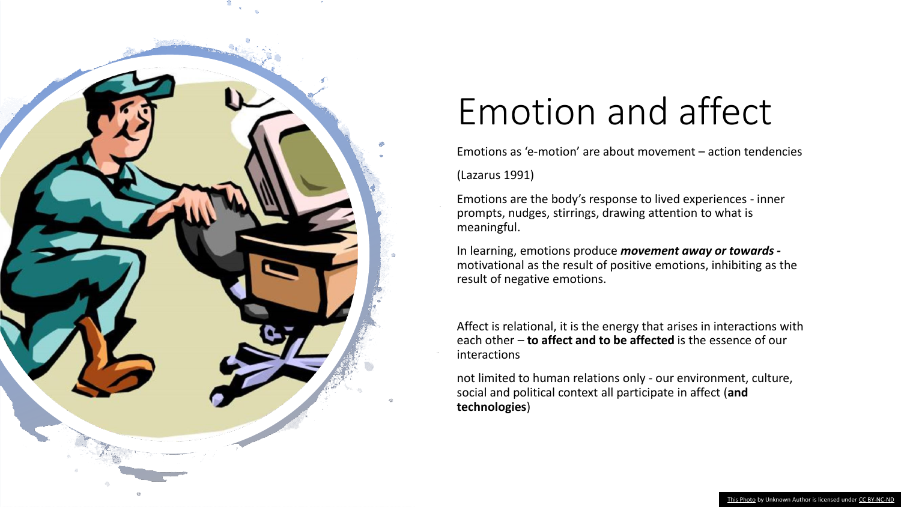# Emotion and affect

Emotions as 'e-motion' are about movement – action tendencies

(Lazarus 1991)

Emotions are the body's response to lived experiences - inner prompts, nudges, stirrings, drawing attention to what is meaningful.

In learning, emotions produce ***movement away or towards -*** motivational as the result of positive emotions, inhibiting as the result of negative emotions.

Affect is relational, it is the energy that arises in interactions with each other – **to affect and to be affected** is the essence of our interactions

not limited to human relations only - our environment, culture, social and political context all participate in affect (**and technologies**)

This Photo by Unknown Author is licensed under CC BY-NC-ND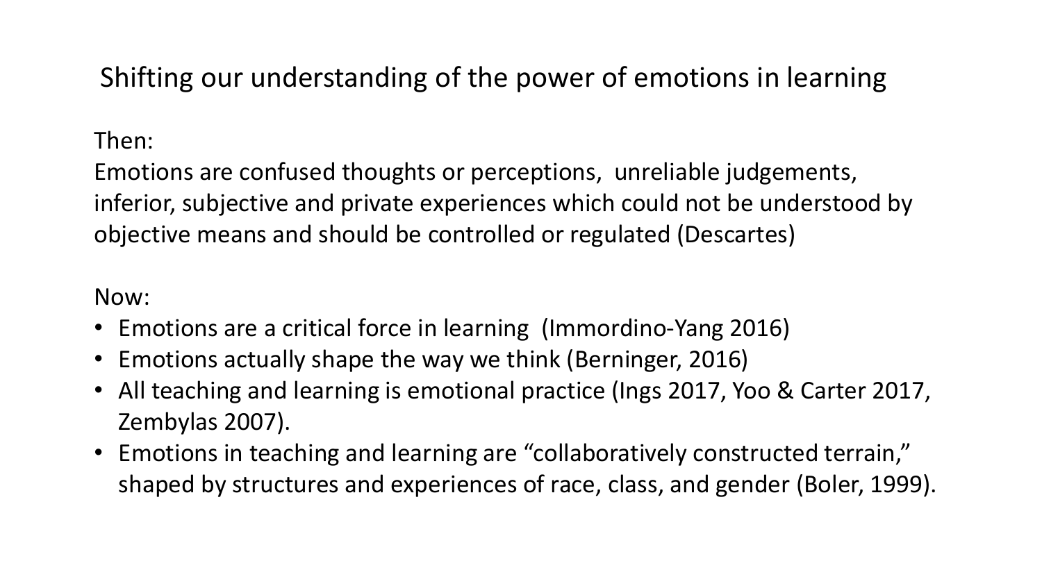# Shifting our understanding of the power of emotions in learning

Then:
Emotions are confused thoughts or perceptions, unreliable judgements, inferior, subjective and private experiences which could not be understood by objective means and should be controlled or regulated (Descartes)

Now:

- Emotions are a critical force in learning (Immordino-Yang 2016)
- Emotions actually shape the way we think (Berninger, 2016)
- All teaching and learning is emotional practice (Ings 2017, Yoo & Carter 2017, Zembylas 2007).
- Emotions in teaching and learning are "collaboratively constructed terrain," shaped by structures and experiences of race, class, and gender (Boler, 1999).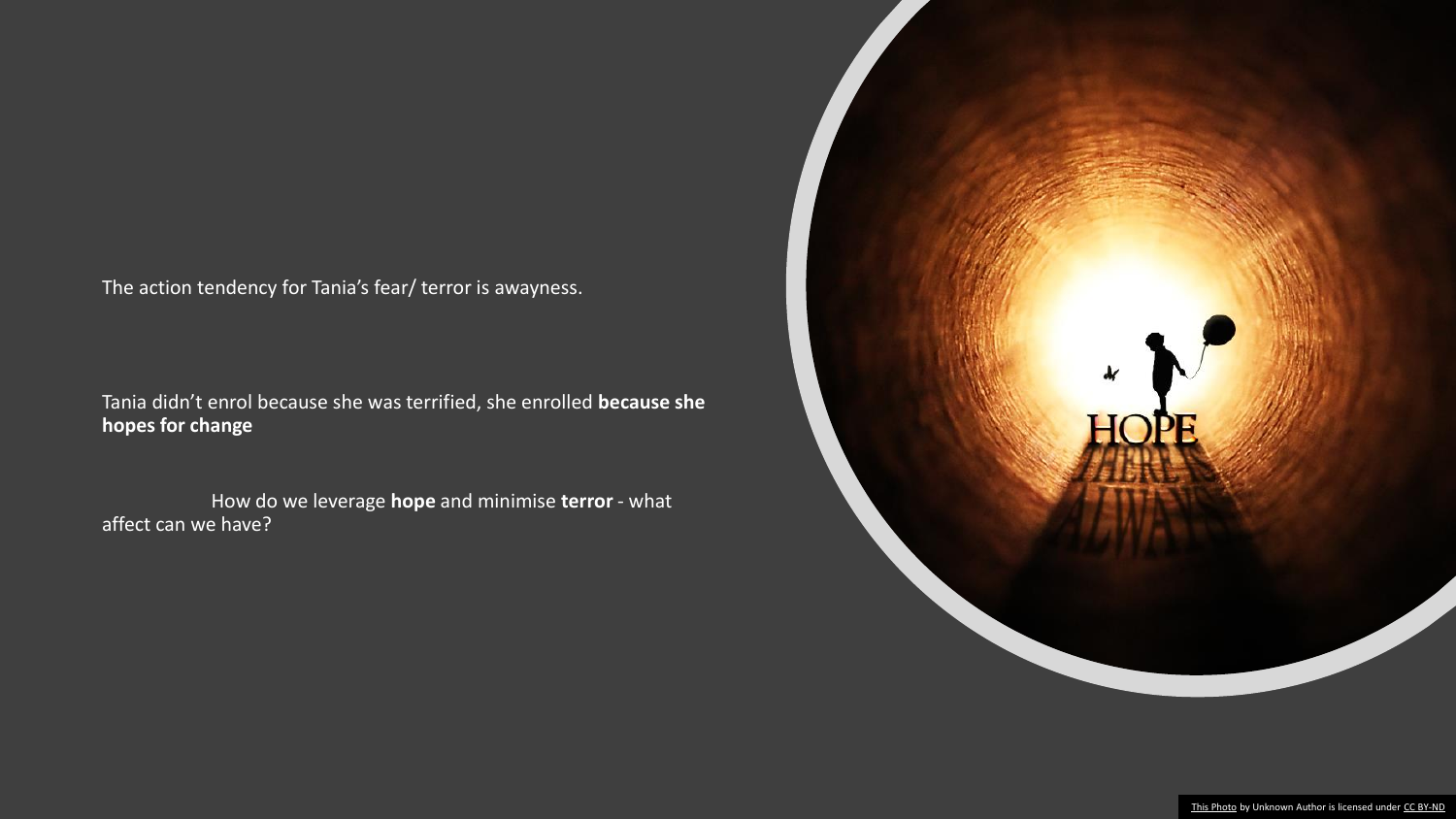The action tendency for Tania's fear/ terror is awayness.

Tania didn't enrol because she was terrified, she enrolled **because she hopes for change**

How do we leverage **hope** and minimise **terror** - what affect can we have?

This Photo by Unknown Author is licensed under CC BY-ND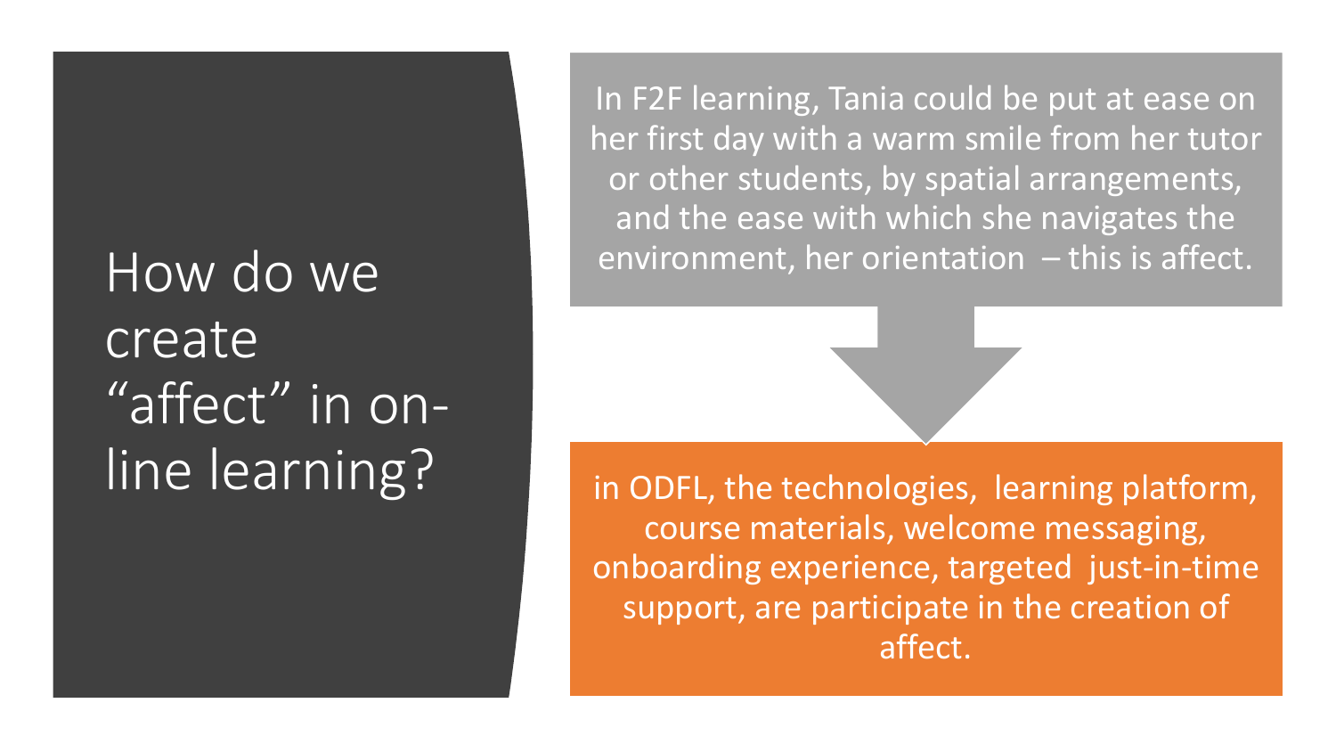# How do we create “affect” in on-line learning?

In F2F learning, Tania could be put at ease on her first day with a warm smile from her tutor or other students, by spatial arrangements, and the ease with which she navigates the environment, her orientation – this is affect.

in ODFL, the technologies, learning platform, course materials, welcome messaging, onboarding experience, targeted just-in-time support, are participate in the creation of affect.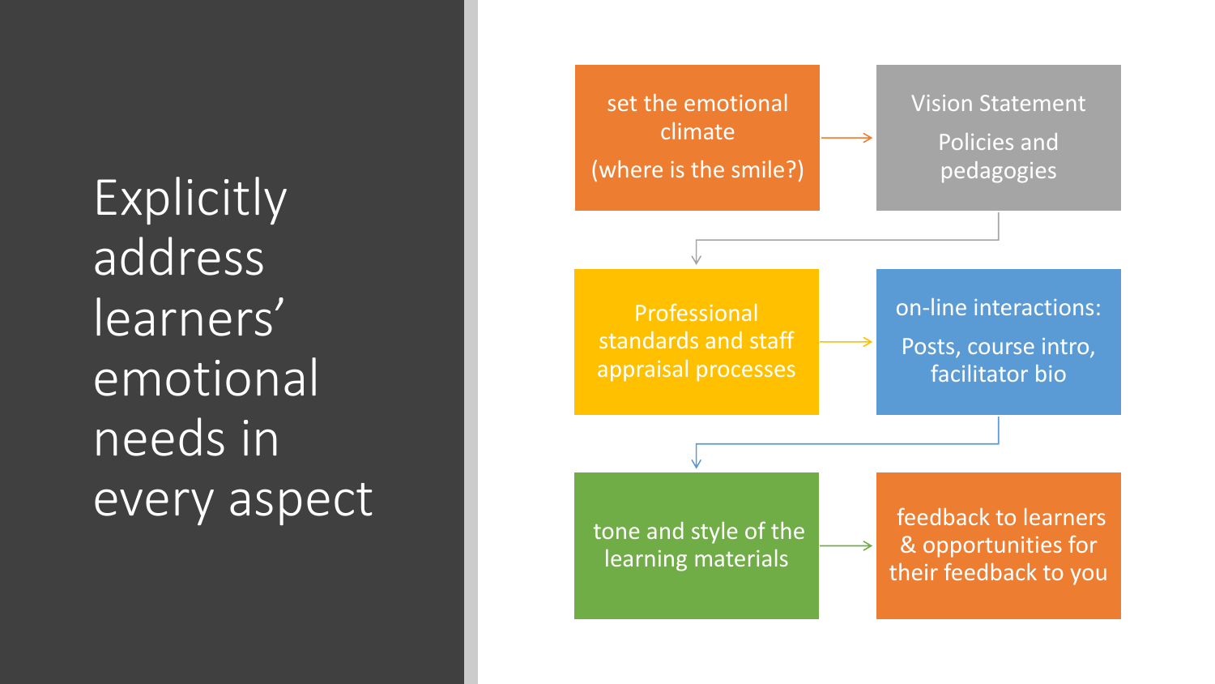# Explicitly address learners' emotional needs in every aspect

set the emotional climate

(where is the smile?)

Vision Statement

Policies and pedagogies

Professional standards and staff appraisal processes

on-line interactions:

Posts, course intro, facilitator bio

tone and style of the learning materials

feedback to learners & opportunities for their feedback to you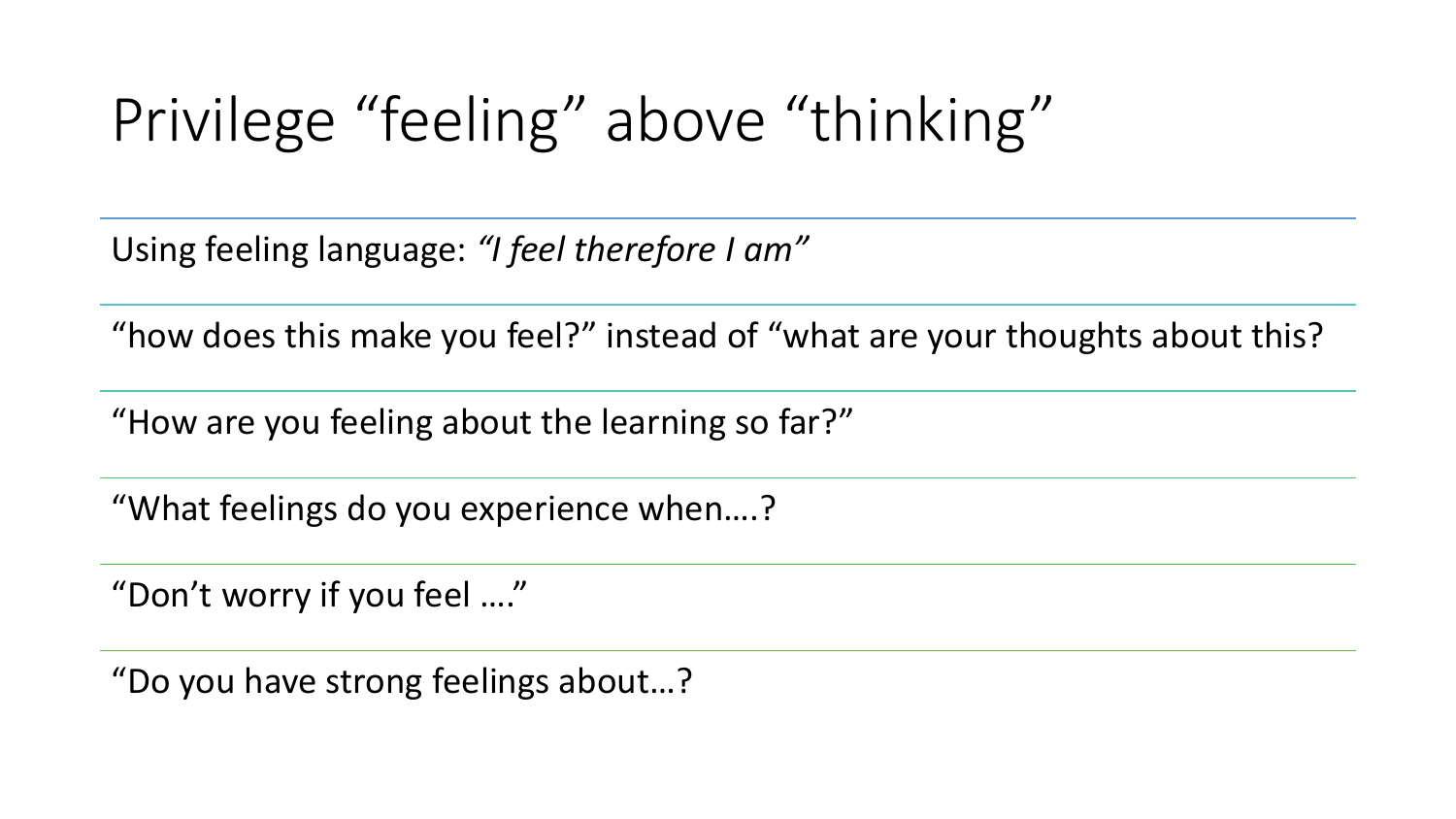# Privilege “feeling” above “thinking”

Using feeling language: *“I feel therefore I am”*

“how does this make you feel?” instead of “what are your thoughts about this?

“How are you feeling about the learning so far?”

“What feelings do you experience when….?

“Don’t worry if you feel ….”

“Do you have strong feelings about…?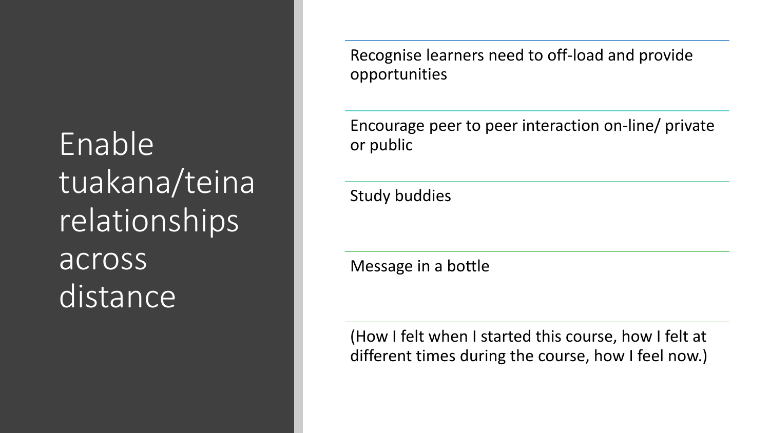# Enable tuakana/teina relationships across distance

- Recognise learners need to off-load and provide opportunities
- Encourage peer to peer interaction on-line/ private or public
- Study buddies
- Message in a bottle
- (How I felt when I started this course, how I felt at different times during the course, how I feel now.)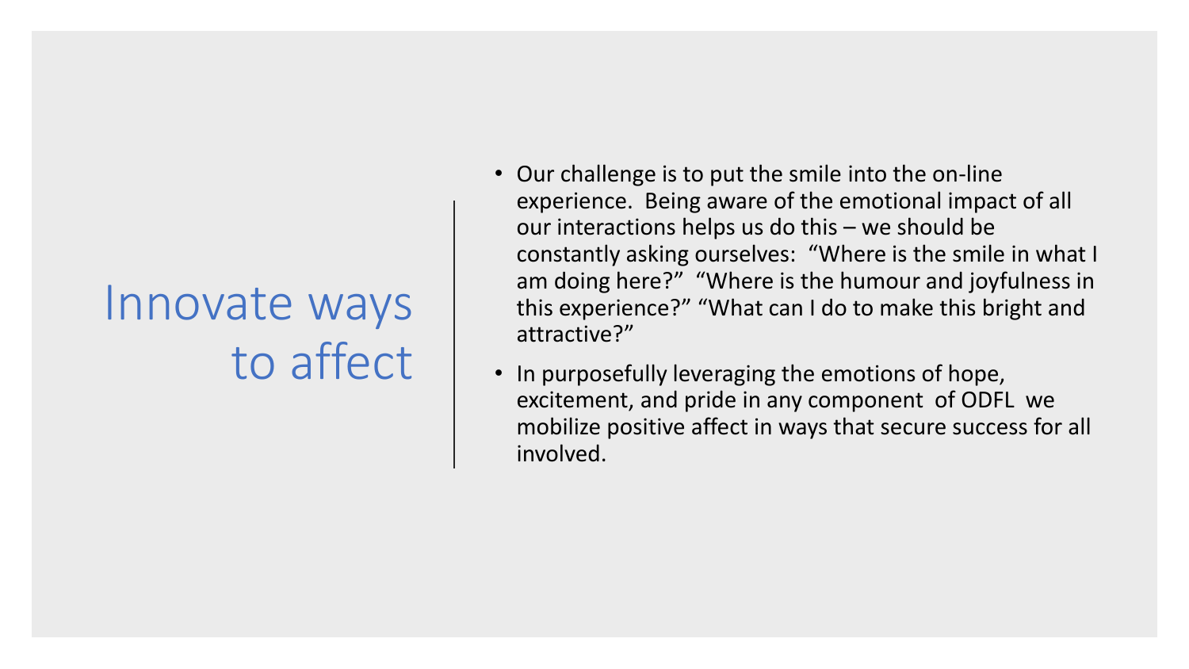# Innovate ways to affect

- Our challenge is to put the smile into the on-line experience. Being aware of the emotional impact of all our interactions helps us do this – we should be constantly asking ourselves: "Where is the smile in what I am doing here?" "Where is the humour and joyfulness in this experience?" "What can I do to make this bright and attractive?"
- In purposefully leveraging the emotions of hope, excitement, and pride in any component of ODFL we mobilize positive affect in ways that secure success for all involved.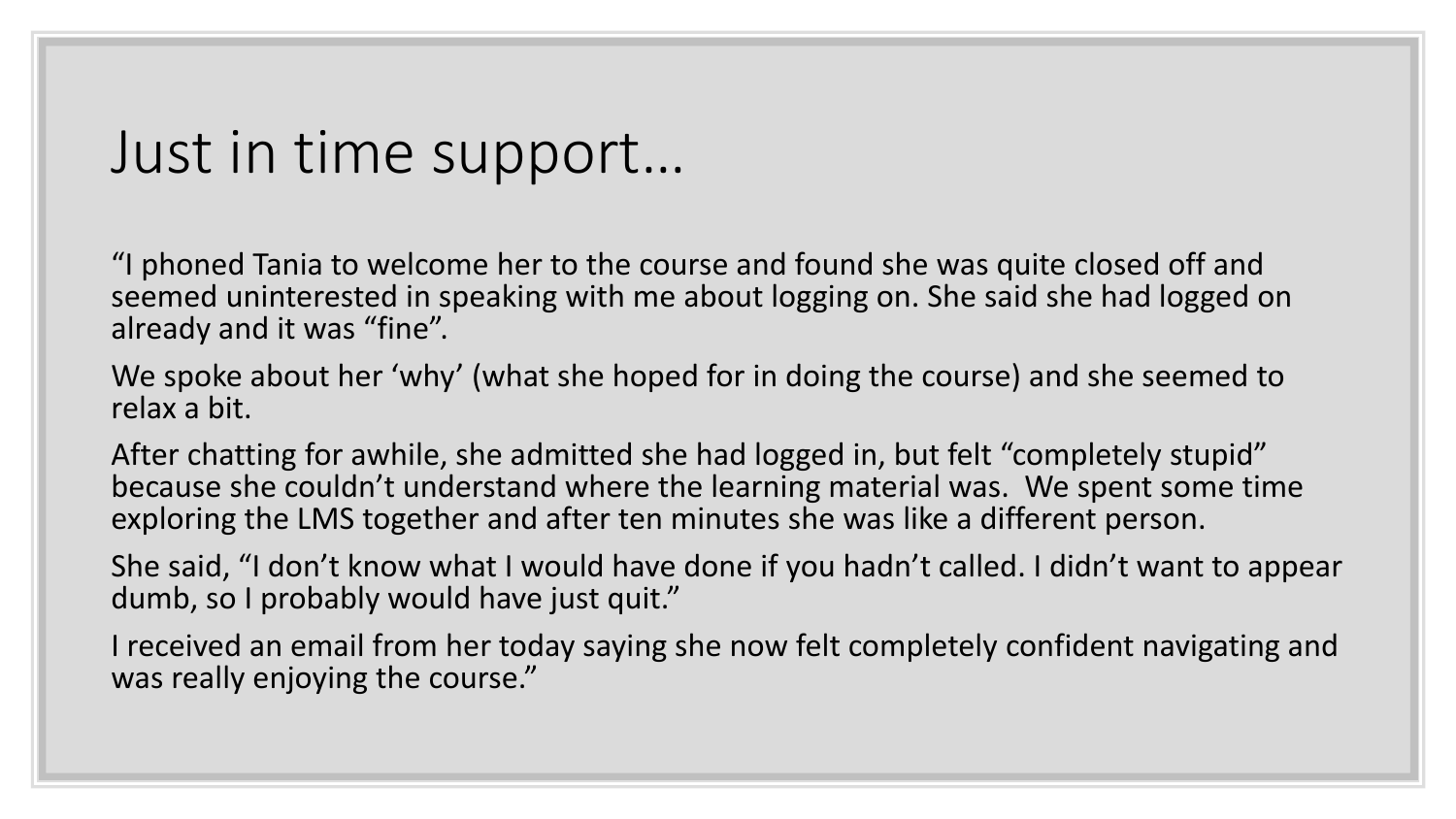# Just in time support…

“I phoned Tania to welcome her to the course and found she was quite closed off and seemed uninterested in speaking with me about logging on. She said she had logged on already and it was “fine”.

We spoke about her ‘why’ (what she hoped for in doing the course) and she seemed to relax a bit.

After chatting for awhile, she admitted she had logged in, but felt “completely stupid” because she couldn’t understand where the learning material was. We spent some time exploring the LMS together and after ten minutes she was like a different person.

She said, “I don’t know what I would have done if you hadn’t called. I didn’t want to appear dumb, so I probably would have just quit.”

I received an email from her today saying she now felt completely confident navigating and was really enjoying the course.”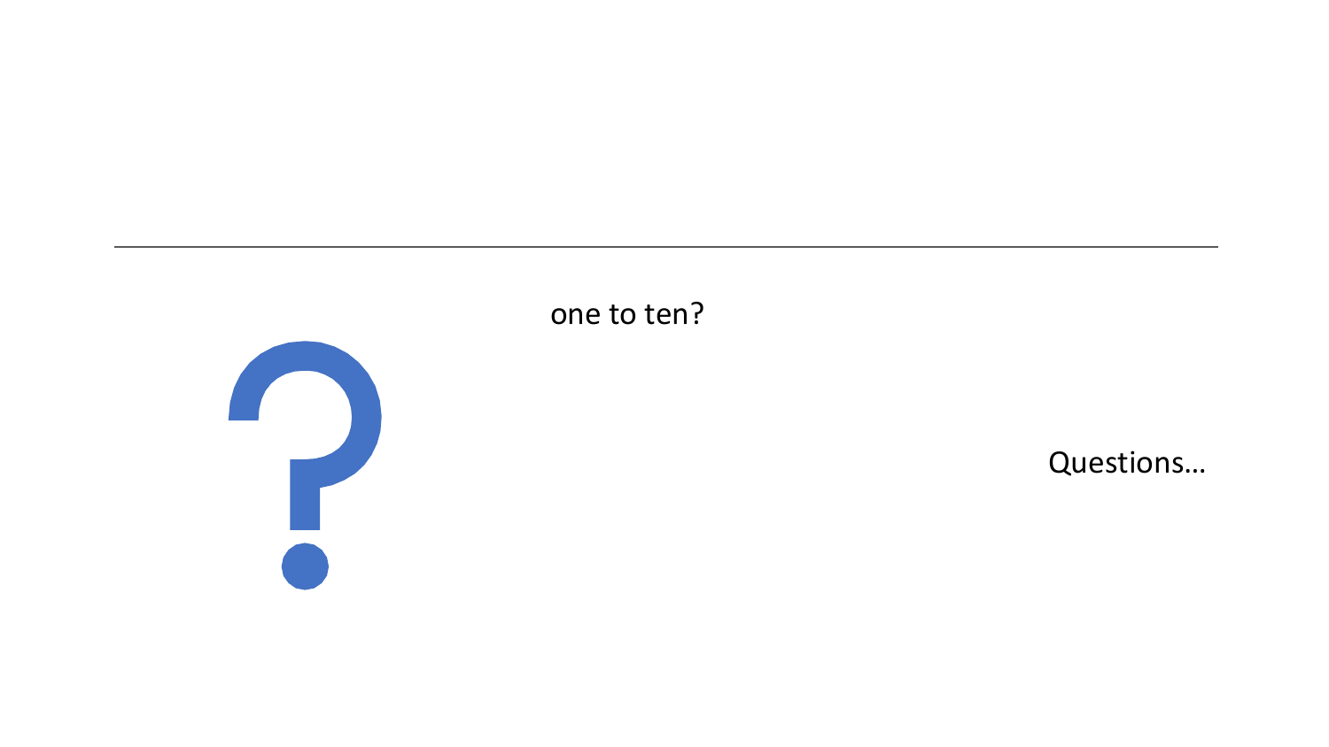one to ten?

Questions…